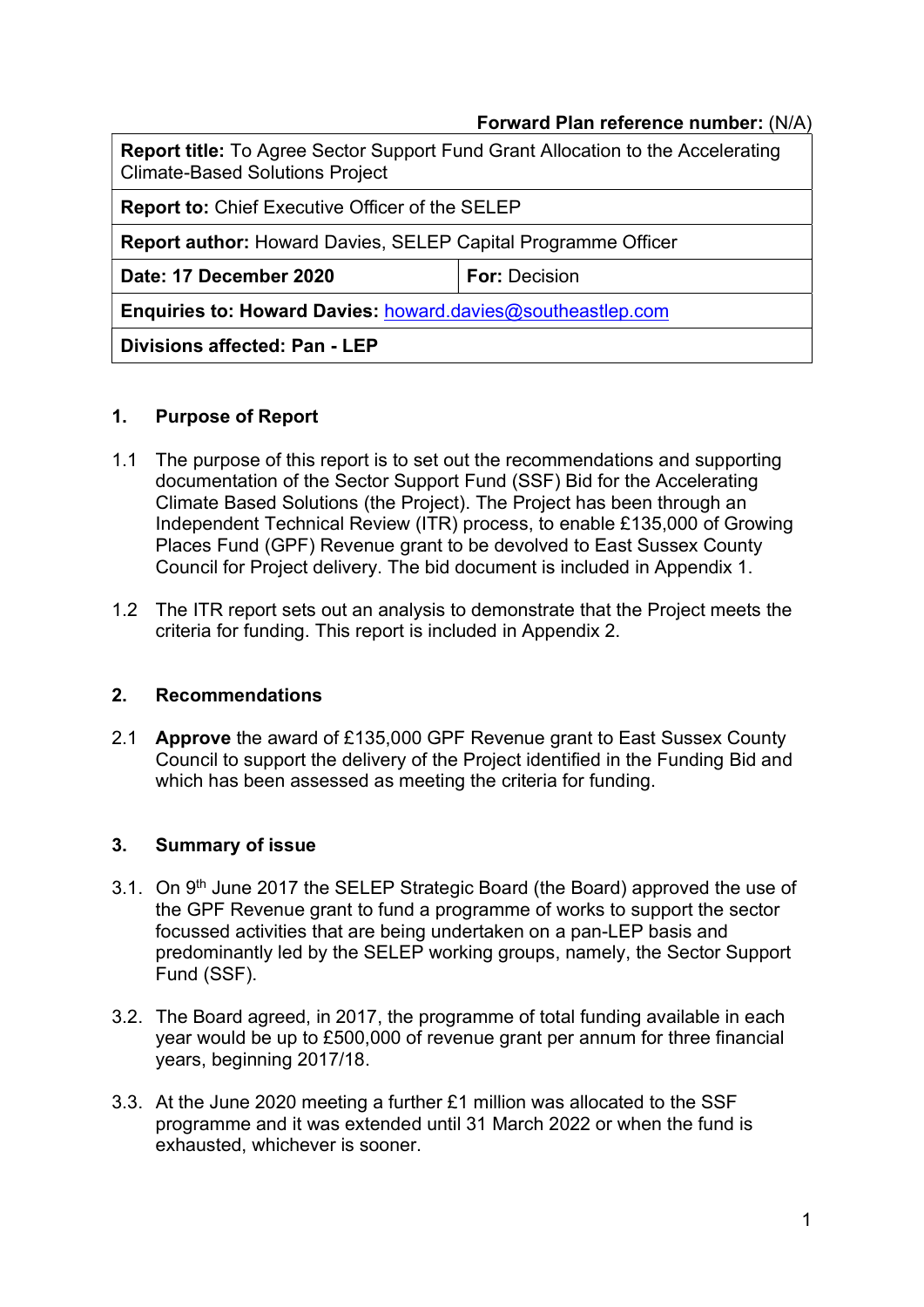**Forward Plan reference number:** (N/A)

| **Report title:** To Agree Sector Support Fund Grant Allocation to the Accelerating Climate-Based Solutions Project | |
|---|---|
| **Report to:** Chief Executive Officer of the SELEP | |
| **Report author:** Howard Davies, SELEP Capital Programme Officer | |
| **Date: 17 December 2020** | **For:** Decision |
| **Enquiries to: Howard Davies:** howard.davies@southeastlep.com | |
| **Divisions affected: Pan - LEP** | |

## 1. Purpose of Report

1.1 The purpose of this report is to set out the recommendations and supporting documentation of the Sector Support Fund (SSF) Bid for the Accelerating Climate Based Solutions (the Project). The Project has been through an Independent Technical Review (ITR) process, to enable £135,000 of Growing Places Fund (GPF) Revenue grant to be devolved to East Sussex County Council for Project delivery. The bid document is included in Appendix 1.

1.2 The ITR report sets out an analysis to demonstrate that the Project meets the criteria for funding. This report is included in Appendix 2.

## 2. Recommendations

2.1 **Approve** the award of £135,000 GPF Revenue grant to East Sussex County Council to support the delivery of the Project identified in the Funding Bid and which has been assessed as meeting the criteria for funding.

## 3. Summary of issue

3.1. On 9th June 2017 the SELEP Strategic Board (the Board) approved the use of the GPF Revenue grant to fund a programme of works to support the sector focussed activities that are being undertaken on a pan-LEP basis and predominantly led by the SELEP working groups, namely, the Sector Support Fund (SSF).

3.2. The Board agreed, in 2017, the programme of total funding available in each year would be up to £500,000 of revenue grant per annum for three financial years, beginning 2017/18.

3.3. At the June 2020 meeting a further £1 million was allocated to the SSF programme and it was extended until 31 March 2022 or when the fund is exhausted, whichever is sooner.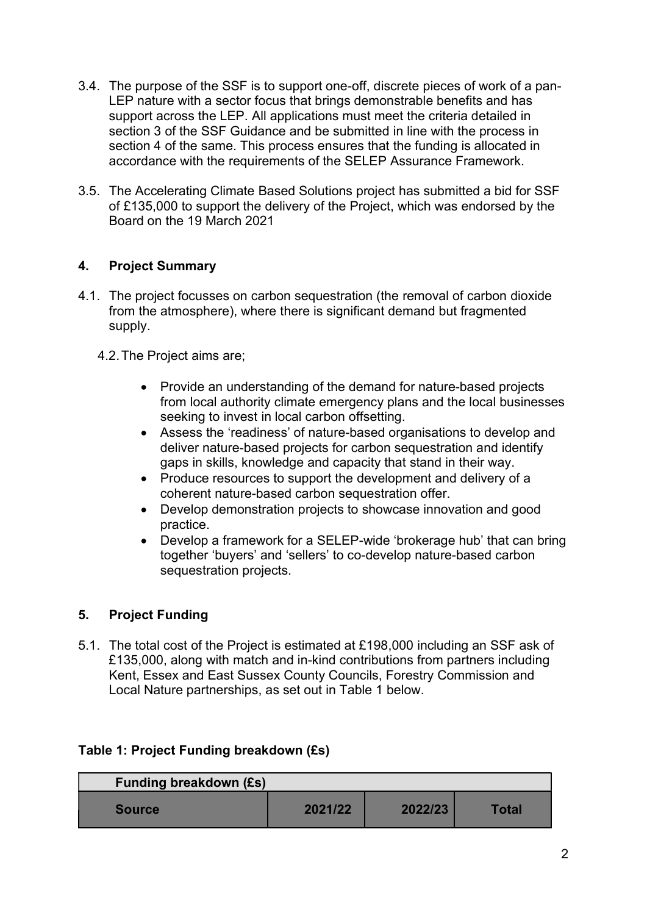3.4. The purpose of the SSF is to support one-off, discrete pieces of work of a pan-LEP nature with a sector focus that brings demonstrable benefits and has support across the LEP. All applications must meet the criteria detailed in section 3 of the SSF Guidance and be submitted in line with the process in section 4 of the same. This process ensures that the funding is allocated in accordance with the requirements of the SELEP Assurance Framework.

3.5. The Accelerating Climate Based Solutions project has submitted a bid for SSF of £135,000 to support the delivery of the Project, which was endorsed by the Board on the 19 March 2021

## 4. Project Summary

4.1. The project focusses on carbon sequestration (the removal of carbon dioxide from the atmosphere), where there is significant demand but fragmented supply.

4.2. The Project aims are;

- Provide an understanding of the demand for nature-based projects from local authority climate emergency plans and the local businesses seeking to invest in local carbon offsetting.
- Assess the 'readiness' of nature-based organisations to develop and deliver nature-based projects for carbon sequestration and identify gaps in skills, knowledge and capacity that stand in their way.
- Produce resources to support the development and delivery of a coherent nature-based carbon sequestration offer.
- Develop demonstration projects to showcase innovation and good practice.
- Develop a framework for a SELEP-wide 'brokerage hub' that can bring together 'buyers' and 'sellers' to co-develop nature-based carbon sequestration projects.

## 5. Project Funding

5.1. The total cost of the Project is estimated at £198,000 including an SSF ask of £135,000, along with match and in-kind contributions from partners including Kent, Essex and East Sussex County Councils, Forestry Commission and Local Nature partnerships, as set out in Table 1 below.

**Table 1: Project Funding breakdown (£s)**

| Funding breakdown (£s) | | | |
|---|---|---|---|
| **Source** | **2021/22** | **2022/23** | **Total** |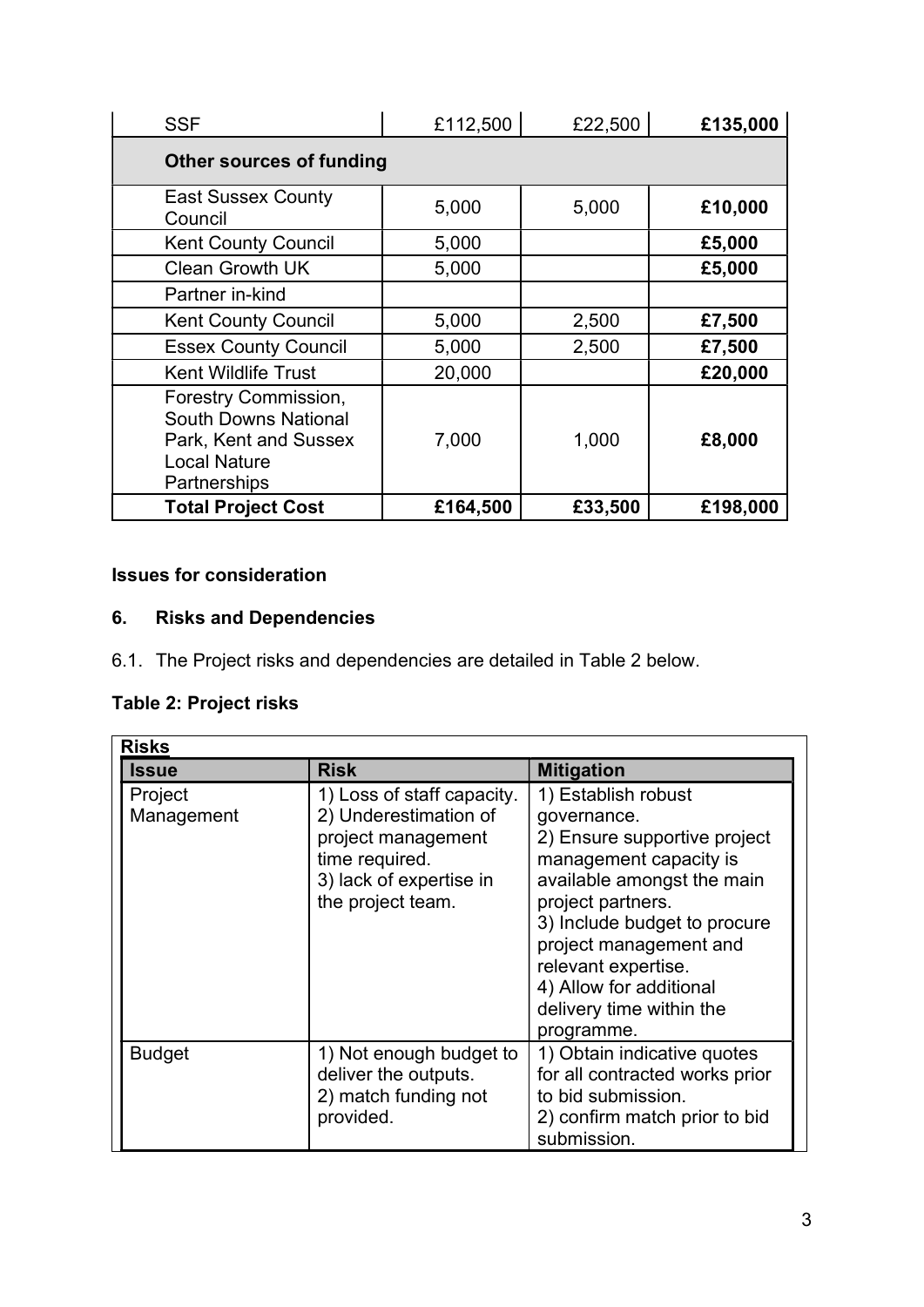| | | | |
|---|---|---|---|
| SSF | £112,500 | £22,500 | **£135,000** |
| **Other sources of funding** | | | |
| East Sussex County Council | 5,000 | 5,000 | **£10,000** |
| Kent County Council | 5,000 | | **£5,000** |
| Clean Growth UK | 5,000 | | **£5,000** |
| Partner in-kind | | | |
| Kent County Council | 5,000 | 2,500 | **£7,500** |
| Essex County Council | 5,000 | 2,500 | **£7,500** |
| Kent Wildlife Trust | 20,000 | | **£20,000** |
| Forestry Commission, South Downs National Park, Kent and Sussex Local Nature Partnerships | 7,000 | 1,000 | **£8,000** |
| **Total Project Cost** | **£164,500** | **£33,500** | **£198,000** |

**Issues for consideration**

## 6. Risks and Dependencies

6.1. The Project risks and dependencies are detailed in Table 2 below.

**Table 2: Project risks**

| **Risks** | | |
|---|---|---|
| **Issue** | **Risk** | **Mitigation** |
| Project Management | 1) Loss of staff capacity.<br>2) Underestimation of project management time required.<br>3) lack of expertise in the project team. | 1) Establish robust governance.<br>2) Ensure supportive project management capacity is available amongst the main project partners.<br>3) Include budget to procure project management and relevant expertise.<br>4) Allow for additional delivery time within the programme. |
| Budget | 1) Not enough budget to deliver the outputs.<br>2) match funding not provided. | 1) Obtain indicative quotes for all contracted works prior to bid submission.<br>2) confirm match prior to bid submission. |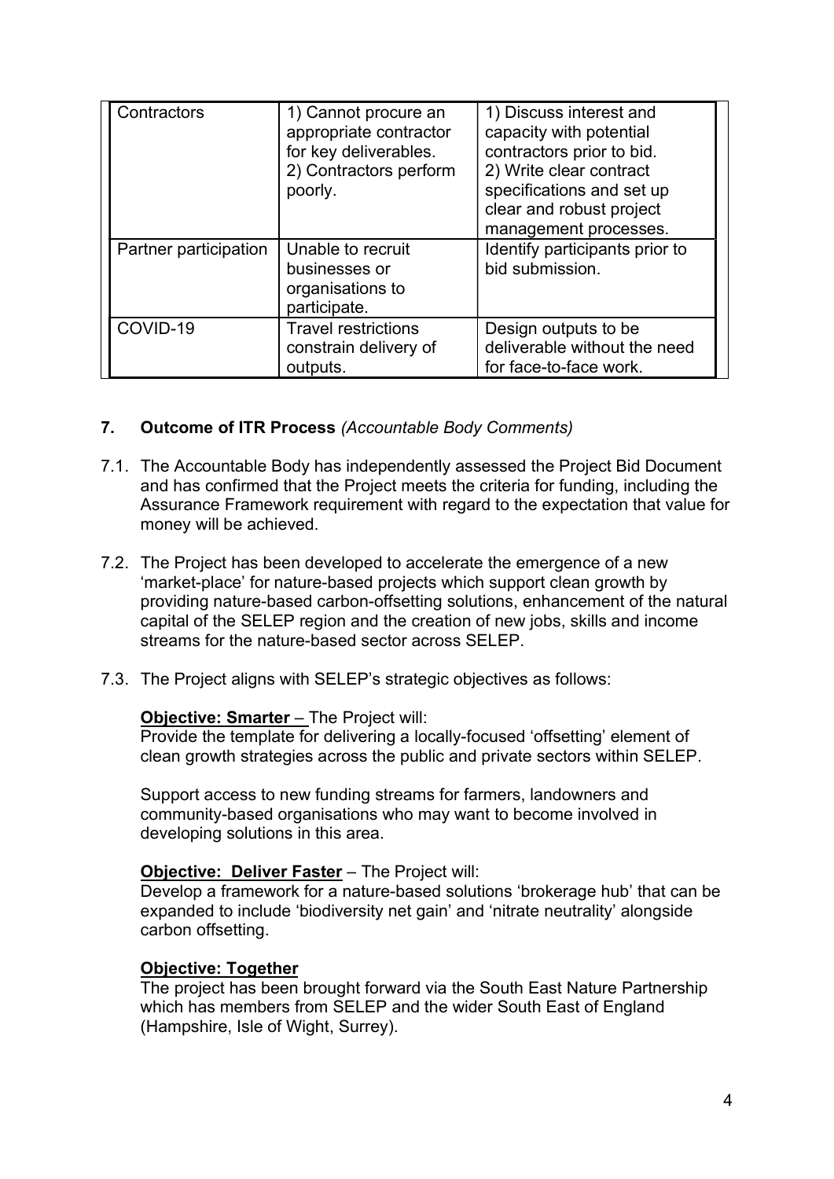| Contractors | 1) Cannot procure an appropriate contractor for key deliverables. 2) Contractors perform poorly. | 1) Discuss interest and capacity with potential contractors prior to bid. 2) Write clear contract specifications and set up clear and robust project management processes. |
| --- | --- | --- |
| Partner participation | Unable to recruit businesses or organisations to participate. | Identify participants prior to bid submission. |
| COVID-19 | Travel restrictions constrain delivery of outputs. | Design outputs to be deliverable without the need for face-to-face work. |

## 7. Outcome of ITR Process *(Accountable Body Comments)*

7.1. The Accountable Body has independently assessed the Project Bid Document and has confirmed that the Project meets the criteria for funding, including the Assurance Framework requirement with regard to the expectation that value for money will be achieved.

7.2. The Project has been developed to accelerate the emergence of a new 'market-place' for nature-based projects which support clean growth by providing nature-based carbon-offsetting solutions, enhancement of the natural capital of the SELEP region and the creation of new jobs, skills and income streams for the nature-based sector across SELEP.

7.3. The Project aligns with SELEP's strategic objectives as follows:

**Objective: Smarter** – The Project will:
Provide the template for delivering a locally-focused 'offsetting' element of clean growth strategies across the public and private sectors within SELEP.

Support access to new funding streams for farmers, landowners and community-based organisations who may want to become involved in developing solutions in this area.

**Objective: Deliver Faster** – The Project will:
Develop a framework for a nature-based solutions 'brokerage hub' that can be expanded to include 'biodiversity net gain' and 'nitrate neutrality' alongside carbon offsetting.

**Objective: Together**
The project has been brought forward via the South East Nature Partnership which has members from SELEP and the wider South East of England (Hampshire, Isle of Wight, Surrey).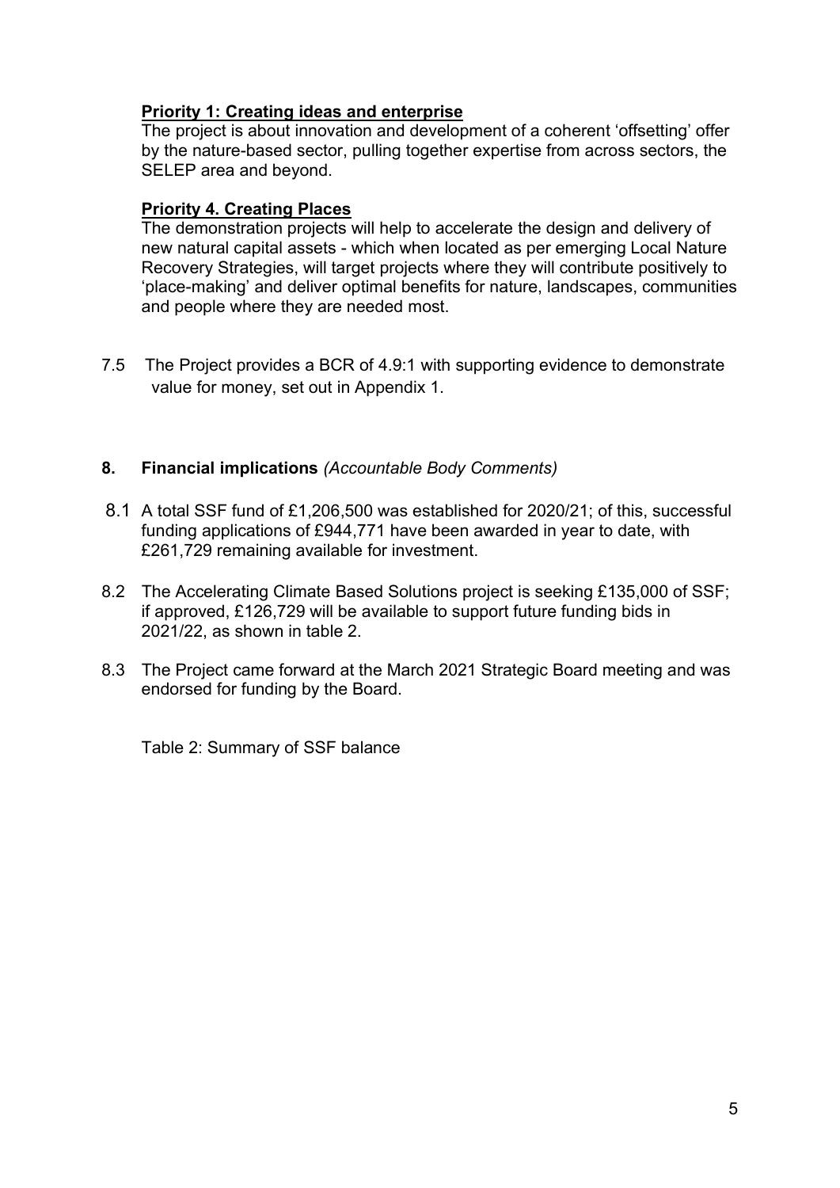**Priority 1: Creating ideas and enterprise**

The project is about innovation and development of a coherent 'offsetting' offer by the nature-based sector, pulling together expertise from across sectors, the SELEP area and beyond.

**Priority 4. Creating Places**

The demonstration projects will help to accelerate the design and delivery of new natural capital assets - which when located as per emerging Local Nature Recovery Strategies, will target projects where they will contribute positively to 'place-making' and deliver optimal benefits for nature, landscapes, communities and people where they are needed most.

7.5 The Project provides a BCR of 4.9:1 with supporting evidence to demonstrate value for money, set out in Appendix 1.

## 8. Financial implications *(Accountable Body Comments)*

8.1 A total SSF fund of £1,206,500 was established for 2020/21; of this, successful funding applications of £944,771 have been awarded in year to date, with £261,729 remaining available for investment.

8.2 The Accelerating Climate Based Solutions project is seeking £135,000 of SSF; if approved, £126,729 will be available to support future funding bids in 2021/22, as shown in table 2.

8.3 The Project came forward at the March 2021 Strategic Board meeting and was endorsed for funding by the Board.

Table 2: Summary of SSF balance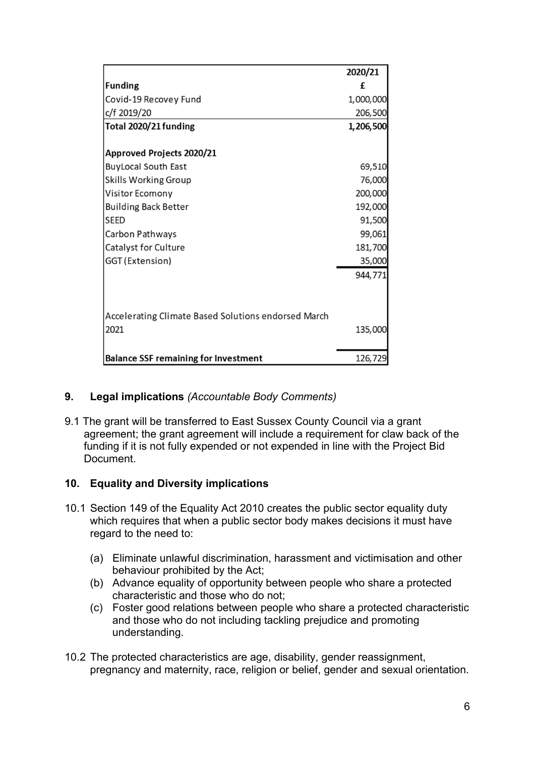| | 2020/21 |
|---|---|
| **Funding** | **£** |
| Covid-19 Recovey Fund | 1,000,000 |
| c/f 2019/20 | 206,500 |
| **Total 2020/21 funding** | **1,206,500** |
| | |
| **Approved Projects 2020/21** | |
| BuyLocal South East | 69,510 |
| Skills Working Group | 76,000 |
| Visitor Ecomony | 200,000 |
| Building Back Better | 192,000 |
| SEED | 91,500 |
| Carbon Pathways | 99,061 |
| Catalyst for Culture | 181,700 |
| GGT (Extension) | 35,000 |
| | 944,771 |
| | |
| Accelerating Climate Based Solutions endorsed March 2021 | 135,000 |
| | |
| **Balance SSF remaining for Investment** | 126,729 |

## 9. Legal implications *(Accountable Body Comments)*

9.1 The grant will be transferred to East Sussex County Council via a grant agreement; the grant agreement will include a requirement for claw back of the funding if it is not fully expended or not expended in line with the Project Bid Document.

## 10. Equality and Diversity implications

10.1 Section 149 of the Equality Act 2010 creates the public sector equality duty which requires that when a public sector body makes decisions it must have regard to the need to:

(a) Eliminate unlawful discrimination, harassment and victimisation and other behaviour prohibited by the Act;

(b) Advance equality of opportunity between people who share a protected characteristic and those who do not;

(c) Foster good relations between people who share a protected characteristic and those who do not including tackling prejudice and promoting understanding.

10.2 The protected characteristics are age, disability, gender reassignment, pregnancy and maternity, race, religion or belief, gender and sexual orientation.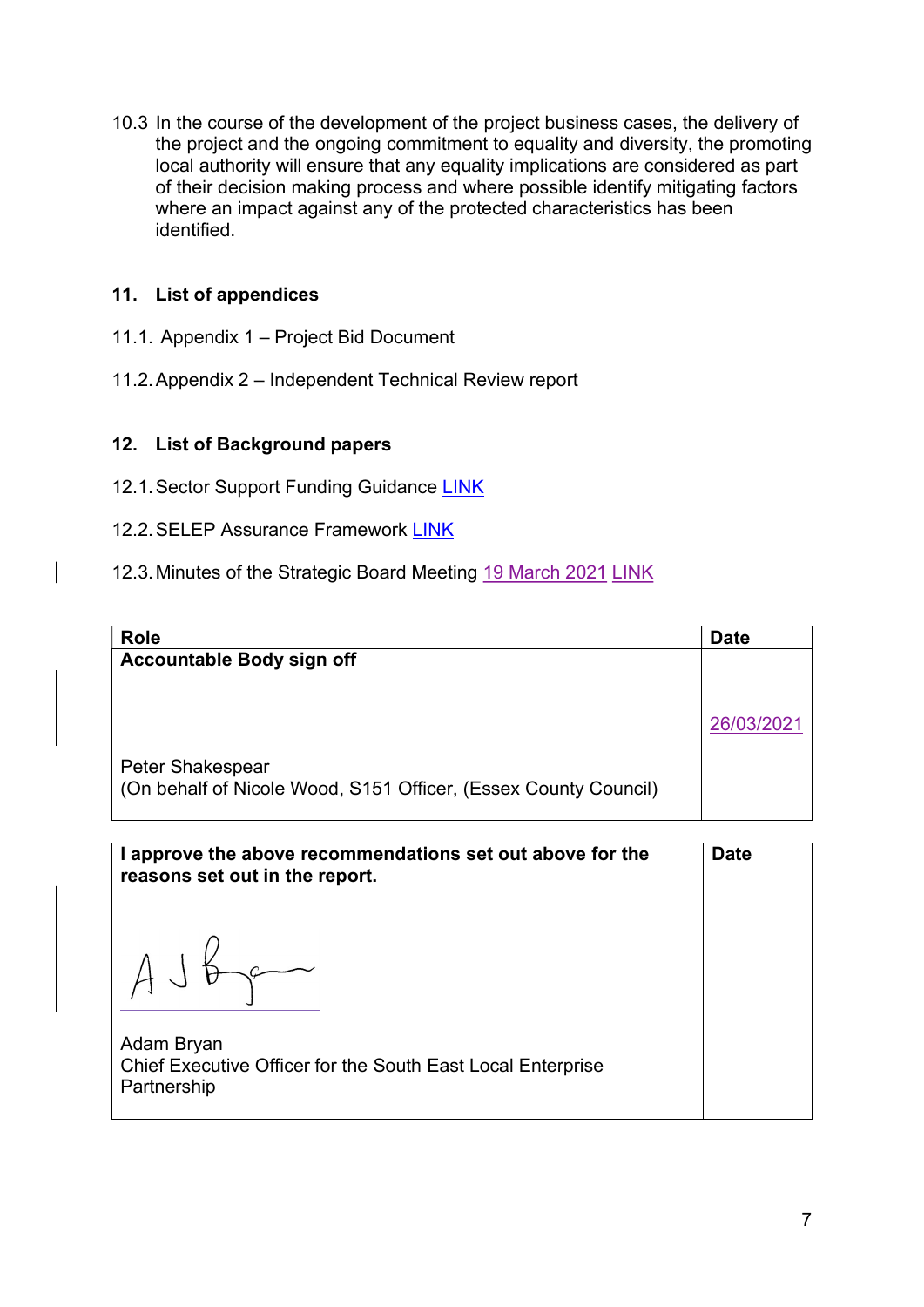10.3 In the course of the development of the project business cases, the delivery of the project and the ongoing commitment to equality and diversity, the promoting local authority will ensure that any equality implications are considered as part of their decision making process and where possible identify mitigating factors where an impact against any of the protected characteristics has been identified.

## 11. List of appendices

11.1. Appendix 1 – Project Bid Document

11.2. Appendix 2 – Independent Technical Review report

## 12. List of Background papers

12.1. Sector Support Funding Guidance LINK

12.2. SELEP Assurance Framework LINK

12.3. Minutes of the Strategic Board Meeting 19 March 2021 LINK

| **Role** | **Date** |
|---|---|
| **Accountable Body sign off**<br><br>Peter Shakespear<br>(On behalf of Nicole Wood, S151 Officer, (Essex County Council) | 26/03/2021 |

| **I approve the above recommendations set out above for the reasons set out in the report.** | **Date** |
|---|---|
| Adam Bryan<br>Chief Executive Officer for the South East Local Enterprise Partnership | |